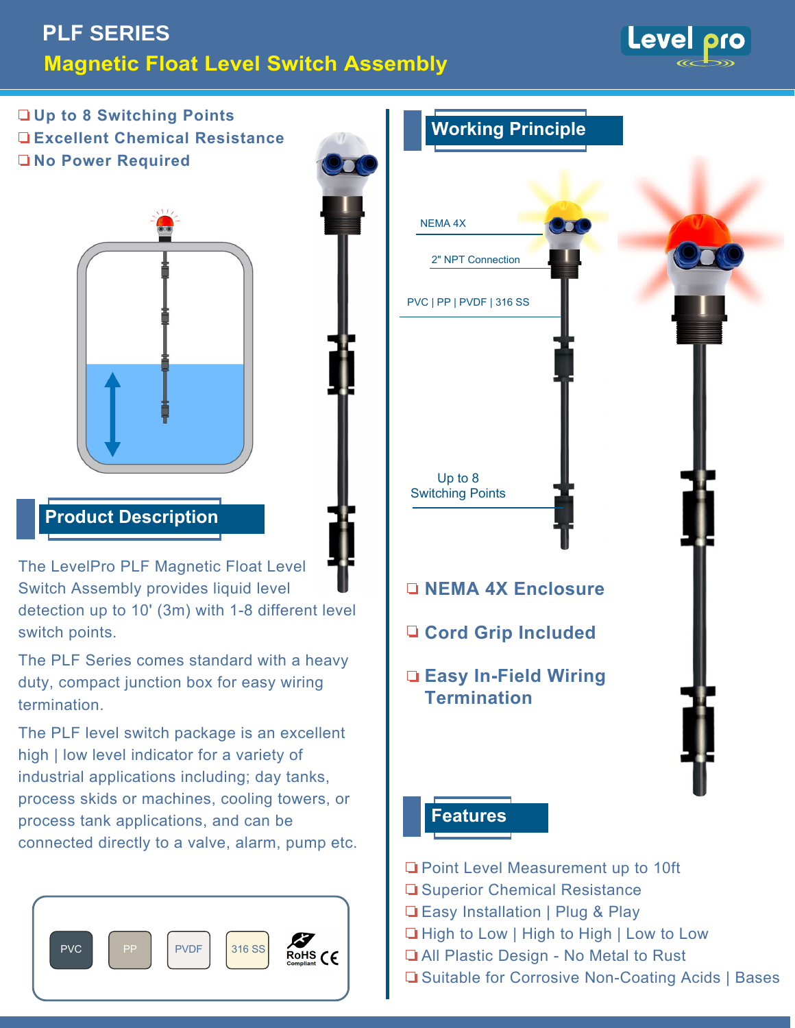# PLF SERIES

## Magnetic Float Level Switch Assembly

- Up to 8 Switching Points
- Excellent Chemical Resistance
- No Power Required

## Product Description

The LevelPro PLF Magnetic Float Level Switch Assembly provides liquid level detection up to 10' (3m) with 1-8 different level switch points.

The PLF Series comes standard with a heavy duty, compact junction box for easy wiring termination.

The PLF level switch package is an excellent high | low level indicator for a variety of industrial applications including; day tanks, process skids or machines, cooling towers, or process tank applications, and can be connected directly to a valve, alarm, pump etc.

PVC | PP | PVDF | 316 SS | RoHS Compliant | CE

## Working Principle

NEMA 4X

2" NPT Connection

PVC | PP | PVDF | 316 SS

Up to 8 Switching Points

- NEMA 4X Enclosure
- Cord Grip Included
- Easy In-Field Wiring Termination

## Features

- Point Level Measurement up to 10ft
- Superior Chemical Resistance
- Easy Installation | Plug & Play
- High to Low | High to High | Low to Low
- All Plastic Design - No Metal to Rust
- Suitable for Corrosive Non-Coating Acids | Bases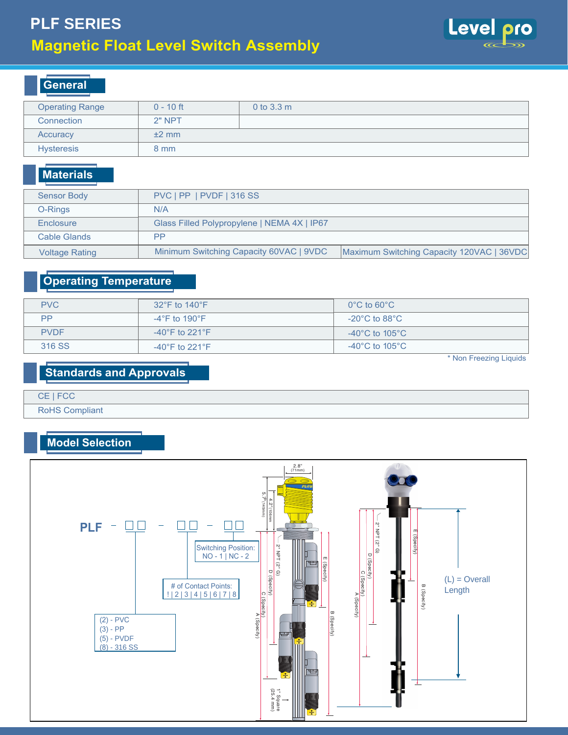# PLF SERIES

## Magnetic Float Level Switch Assembly

### General

| | | |
|---|---|---|
| Operating Range | 0 - 10 ft | 0 to 3.3 m |
| Connection | 2" NPT | |
| Accuracy | ±2 mm | |
| Hysteresis | 8 mm | |

### Materials

| | | |
|---|---|---|
| Sensor Body | PVC \| PP \| PVDF \| 316 SS | |
| O-Rings | N/A | |
| Enclosure | Glass Filled Polypropylene \| NEMA 4X \| IP67 | |
| Cable Glands | PP | |
| Voltage Rating | Minimum Switching Capacity 60VAC \| 9VDC | Maximum Switching Capacity 120VAC \| 36VDC |

### Operating Temperature

| | | |
|---|---|---|
| PVC | 32°F to 140°F | 0°C to 60°C |
| PP | -4°F to 190°F | -20°C to 88°C |
| PVDF | -40°F to 221°F | -40°C to 105°C |
| 316 SS | -40°F to 221°F | -40°C to 105°C |

* Non Freezing Liquids

### Standards and Approvals

| |
|---|
| CE \| FCC |
| RoHS Compliant |

### Model Selection

PLF - □□ - □□ - □□

Switching Position: NO - 1 | NC - 2

# of Contact Points: ! | 2 | 3 | 4 | 5 | 6 | 7 | 8

(2) - PVC
(3) - PP
(5) - PVDF
(8) - 316 SS

2.8" (71mm)
5.7" (145mm)
4.2" (106mm)
2" NPT (2" G)
D (Specify)
C (Specify)
A (Specify)
E (Specify)
B (Specify)
1" Square (25.4 mm)

(L) = Overall Length